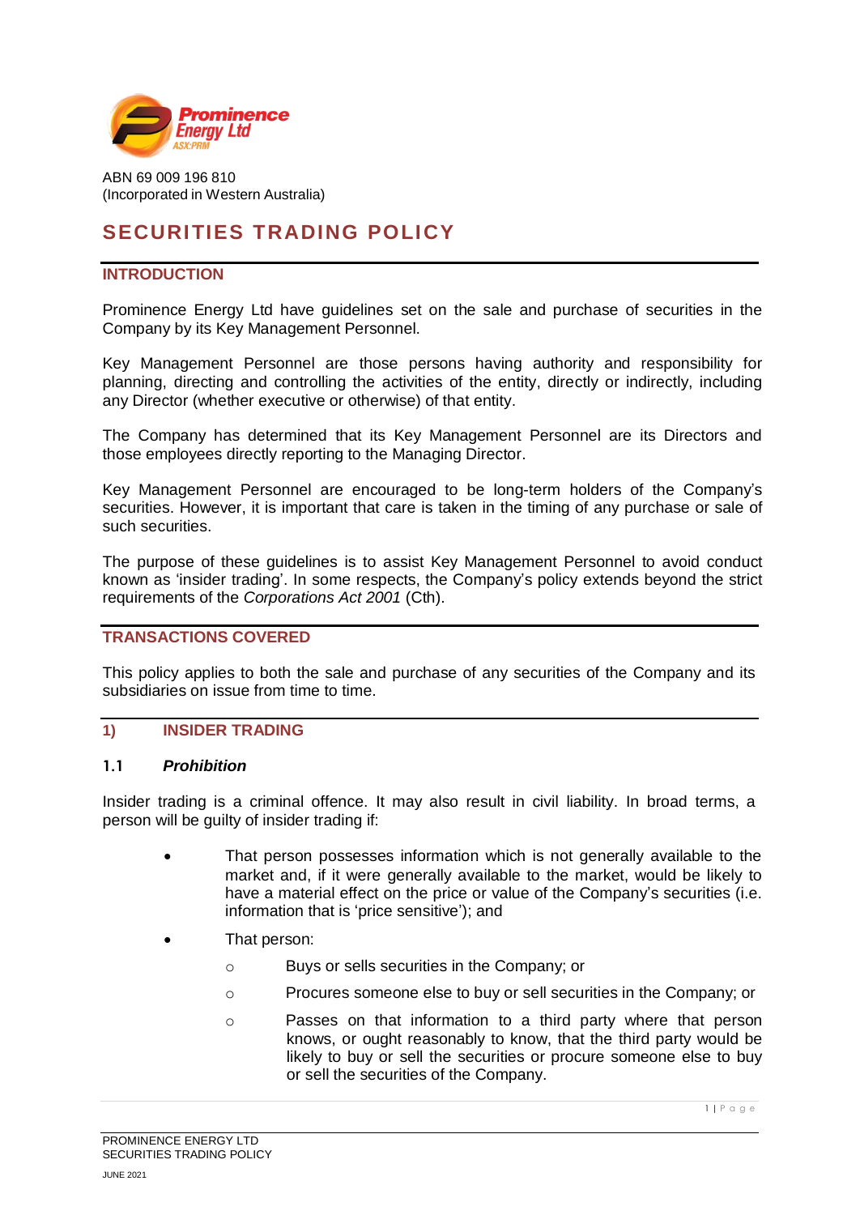ABN 69 009 196 810
(Incorporated in Western Australia)

# SECURITIES TRADING POLICY

## INTRODUCTION

Prominence Energy Ltd have guidelines set on the sale and purchase of securities in the Company by its Key Management Personnel.

Key Management Personnel are those persons having authority and responsibility for planning, directing and controlling the activities of the entity, directly or indirectly, including any Director (whether executive or otherwise) of that entity.

The Company has determined that its Key Management Personnel are its Directors and those employees directly reporting to the Managing Director.

Key Management Personnel are encouraged to be long-term holders of the Company's securities. However, it is important that care is taken in the timing of any purchase or sale of such securities.

The purpose of these guidelines is to assist Key Management Personnel to avoid conduct known as 'insider trading'. In some respects, the Company's policy extends beyond the strict requirements of the *Corporations Act 2001* (Cth).

## TRANSACTIONS COVERED

This policy applies to both the sale and purchase of any securities of the Company and its subsidiaries on issue from time to time.

## 1) INSIDER TRADING

### 1.1 *Prohibition*

Insider trading is a criminal offence. It may also result in civil liability. In broad terms, a person will be guilty of insider trading if:

- That person possesses information which is not generally available to the market and, if it were generally available to the market, would be likely to have a material effect on the price or value of the Company's securities (i.e. information that is 'price sensitive'); and
- That person:
  - Buys or sells securities in the Company; or
  - Procures someone else to buy or sell securities in the Company; or
  - Passes on that information to a third party where that person knows, or ought reasonably to know, that the third party would be likely to buy or sell the securities or procure someone else to buy or sell the securities of the Company.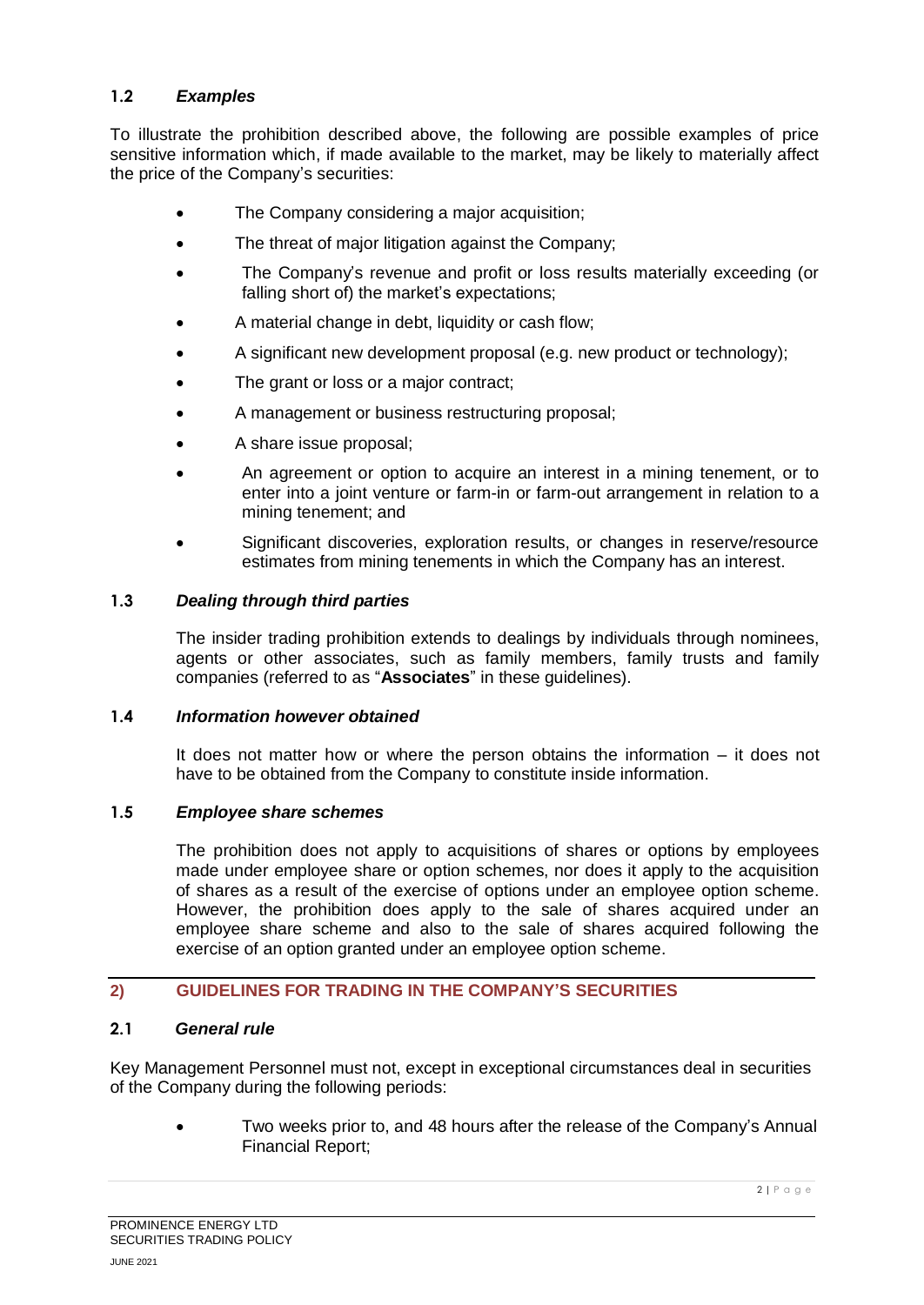### 1.2 *Examples*

To illustrate the prohibition described above, the following are possible examples of price sensitive information which, if made available to the market, may be likely to materially affect the price of the Company's securities:

- The Company considering a major acquisition;
- The threat of major litigation against the Company;
- The Company's revenue and profit or loss results materially exceeding (or falling short of) the market's expectations;
- A material change in debt, liquidity or cash flow;
- A significant new development proposal (e.g. new product or technology);
- The grant or loss or a major contract;
- A management or business restructuring proposal;
- A share issue proposal;
- An agreement or option to acquire an interest in a mining tenement, or to enter into a joint venture or farm-in or farm-out arrangement in relation to a mining tenement; and
- Significant discoveries, exploration results, or changes in reserve/resource estimates from mining tenements in which the Company has an interest.

### 1.3 *Dealing through third parties*

The insider trading prohibition extends to dealings by individuals through nominees, agents or other associates, such as family members, family trusts and family companies (referred to as "**Associates**" in these guidelines).

### 1.4 *Information however obtained*

It does not matter how or where the person obtains the information – it does not have to be obtained from the Company to constitute inside information.

### 1.5 *Employee share schemes*

The prohibition does not apply to acquisitions of shares or options by employees made under employee share or option schemes, nor does it apply to the acquisition of shares as a result of the exercise of options under an employee option scheme. However, the prohibition does apply to the sale of shares acquired under an employee share scheme and also to the sale of shares acquired following the exercise of an option granted under an employee option scheme.

## 2) GUIDELINES FOR TRADING IN THE COMPANY'S SECURITIES

### 2.1 *General rule*

Key Management Personnel must not, except in exceptional circumstances deal in securities of the Company during the following periods:

- Two weeks prior to, and 48 hours after the release of the Company's Annual Financial Report;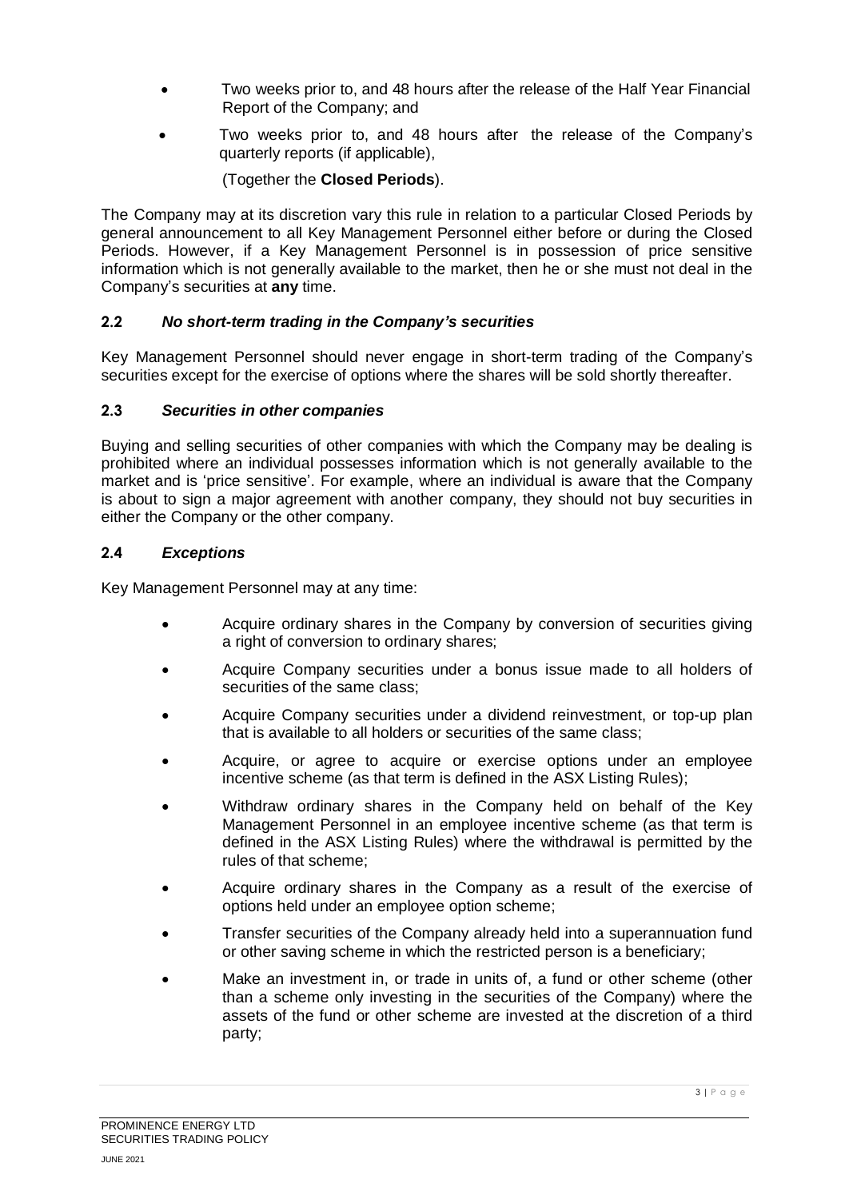- Two weeks prior to, and 48 hours after the release of the Half Year Financial Report of the Company; and
- Two weeks prior to, and 48 hours after the release of the Company's quarterly reports (if applicable),

(Together the **Closed Periods**).

The Company may at its discretion vary this rule in relation to a particular Closed Periods by general announcement to all Key Management Personnel either before or during the Closed Periods. However, if a Key Management Personnel is in possession of price sensitive information which is not generally available to the market, then he or she must not deal in the Company's securities at **any** time.

### 2.2 *No short-term trading in the Company's securities*

Key Management Personnel should never engage in short-term trading of the Company's securities except for the exercise of options where the shares will be sold shortly thereafter.

### 2.3 *Securities in other companies*

Buying and selling securities of other companies with which the Company may be dealing is prohibited where an individual possesses information which is not generally available to the market and is 'price sensitive'. For example, where an individual is aware that the Company is about to sign a major agreement with another company, they should not buy securities in either the Company or the other company.

### 2.4 *Exceptions*

Key Management Personnel may at any time:

- Acquire ordinary shares in the Company by conversion of securities giving a right of conversion to ordinary shares;
- Acquire Company securities under a bonus issue made to all holders of securities of the same class;
- Acquire Company securities under a dividend reinvestment, or top-up plan that is available to all holders or securities of the same class;
- Acquire, or agree to acquire or exercise options under an employee incentive scheme (as that term is defined in the ASX Listing Rules);
- Withdraw ordinary shares in the Company held on behalf of the Key Management Personnel in an employee incentive scheme (as that term is defined in the ASX Listing Rules) where the withdrawal is permitted by the rules of that scheme;
- Acquire ordinary shares in the Company as a result of the exercise of options held under an employee option scheme;
- Transfer securities of the Company already held into a superannuation fund or other saving scheme in which the restricted person is a beneficiary;
- Make an investment in, or trade in units of, a fund or other scheme (other than a scheme only investing in the securities of the Company) where the assets of the fund or other scheme are invested at the discretion of a third party;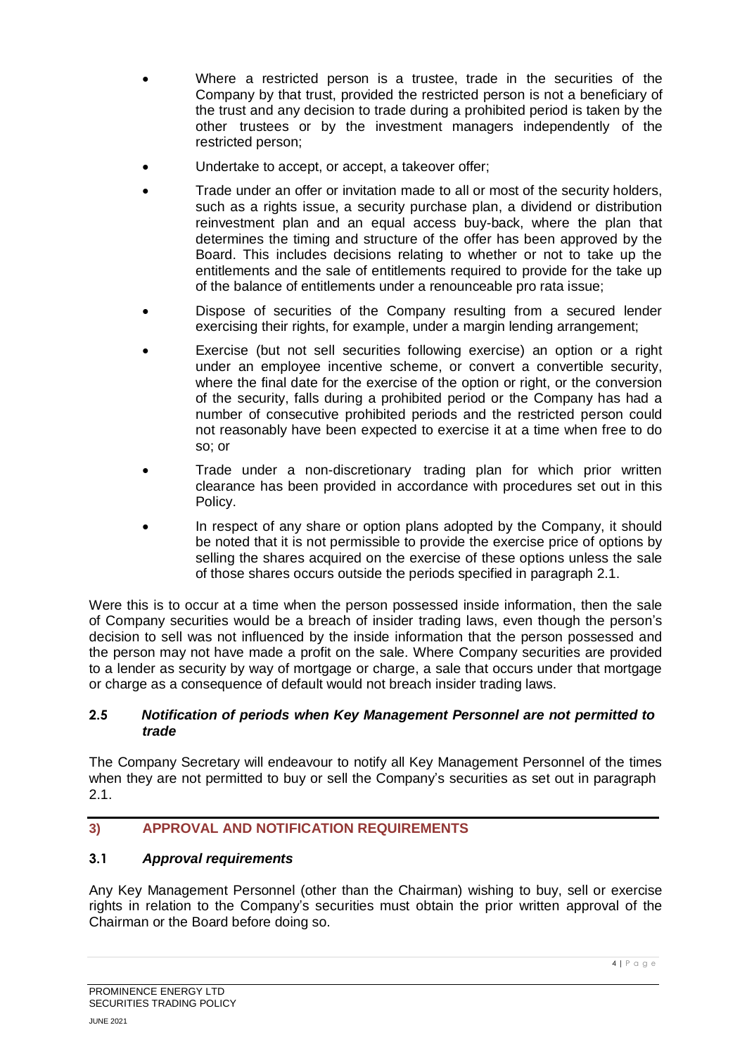- Where a restricted person is a trustee, trade in the securities of the Company by that trust, provided the restricted person is not a beneficiary of the trust and any decision to trade during a prohibited period is taken by the other trustees or by the investment managers independently of the restricted person;
- Undertake to accept, or accept, a takeover offer;
- Trade under an offer or invitation made to all or most of the security holders, such as a rights issue, a security purchase plan, a dividend or distribution reinvestment plan and an equal access buy-back, where the plan that determines the timing and structure of the offer has been approved by the Board. This includes decisions relating to whether or not to take up the entitlements and the sale of entitlements required to provide for the take up of the balance of entitlements under a renounceable pro rata issue;
- Dispose of securities of the Company resulting from a secured lender exercising their rights, for example, under a margin lending arrangement;
- Exercise (but not sell securities following exercise) an option or a right under an employee incentive scheme, or convert a convertible security, where the final date for the exercise of the option or right, or the conversion of the security, falls during a prohibited period or the Company has had a number of consecutive prohibited periods and the restricted person could not reasonably have been expected to exercise it at a time when free to do so; or
- Trade under a non-discretionary trading plan for which prior written clearance has been provided in accordance with procedures set out in this Policy.
- In respect of any share or option plans adopted by the Company, it should be noted that it is not permissible to provide the exercise price of options by selling the shares acquired on the exercise of these options unless the sale of those shares occurs outside the periods specified in paragraph 2.1.

Were this is to occur at a time when the person possessed inside information, then the sale of Company securities would be a breach of insider trading laws, even though the person's decision to sell was not influenced by the inside information that the person possessed and the person may not have made a profit on the sale. Where Company securities are provided to a lender as security by way of mortgage or charge, a sale that occurs under that mortgage or charge as a consequence of default would not breach insider trading laws.

### 2.5 *Notification of periods when Key Management Personnel are not permitted to trade*

The Company Secretary will endeavour to notify all Key Management Personnel of the times when they are not permitted to buy or sell the Company's securities as set out in paragraph 2.1.

## 3) APPROVAL AND NOTIFICATION REQUIREMENTS

### 3.1 *Approval requirements*

Any Key Management Personnel (other than the Chairman) wishing to buy, sell or exercise rights in relation to the Company's securities must obtain the prior written approval of the Chairman or the Board before doing so.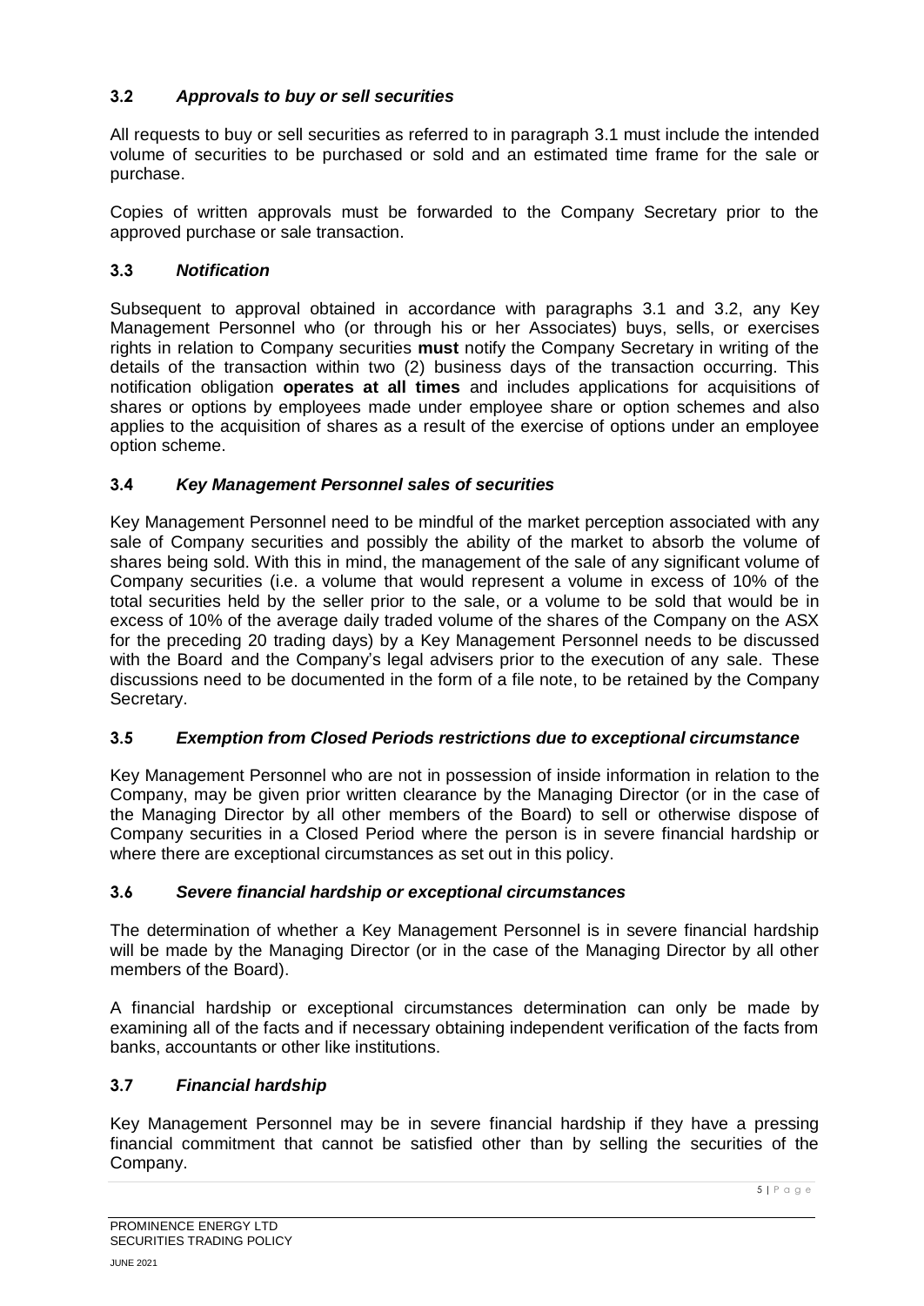### 3.2 *Approvals to buy or sell securities*

All requests to buy or sell securities as referred to in paragraph 3.1 must include the intended volume of securities to be purchased or sold and an estimated time frame for the sale or purchase.

Copies of written approvals must be forwarded to the Company Secretary prior to the approved purchase or sale transaction.

### 3.3 *Notification*

Subsequent to approval obtained in accordance with paragraphs 3.1 and 3.2, any Key Management Personnel who (or through his or her Associates) buys, sells, or exercises rights in relation to Company securities **must** notify the Company Secretary in writing of the details of the transaction within two (2) business days of the transaction occurring. This notification obligation **operates at all times** and includes applications for acquisitions of shares or options by employees made under employee share or option schemes and also applies to the acquisition of shares as a result of the exercise of options under an employee option scheme.

### 3.4 *Key Management Personnel sales of securities*

Key Management Personnel need to be mindful of the market perception associated with any sale of Company securities and possibly the ability of the market to absorb the volume of shares being sold. With this in mind, the management of the sale of any significant volume of Company securities (i.e. a volume that would represent a volume in excess of 10% of the total securities held by the seller prior to the sale, or a volume to be sold that would be in excess of 10% of the average daily traded volume of the shares of the Company on the ASX for the preceding 20 trading days) by a Key Management Personnel needs to be discussed with the Board and the Company's legal advisers prior to the execution of any sale. These discussions need to be documented in the form of a file note, to be retained by the Company Secretary.

### 3.5 *Exemption from Closed Periods restrictions due to exceptional circumstance*

Key Management Personnel who are not in possession of inside information in relation to the Company, may be given prior written clearance by the Managing Director (or in the case of the Managing Director by all other members of the Board) to sell or otherwise dispose of Company securities in a Closed Period where the person is in severe financial hardship or where there are exceptional circumstances as set out in this policy.

### 3.6 *Severe financial hardship or exceptional circumstances*

The determination of whether a Key Management Personnel is in severe financial hardship will be made by the Managing Director (or in the case of the Managing Director by all other members of the Board).

A financial hardship or exceptional circumstances determination can only be made by examining all of the facts and if necessary obtaining independent verification of the facts from banks, accountants or other like institutions.

### 3.7 *Financial hardship*

Key Management Personnel may be in severe financial hardship if they have a pressing financial commitment that cannot be satisfied other than by selling the securities of the Company.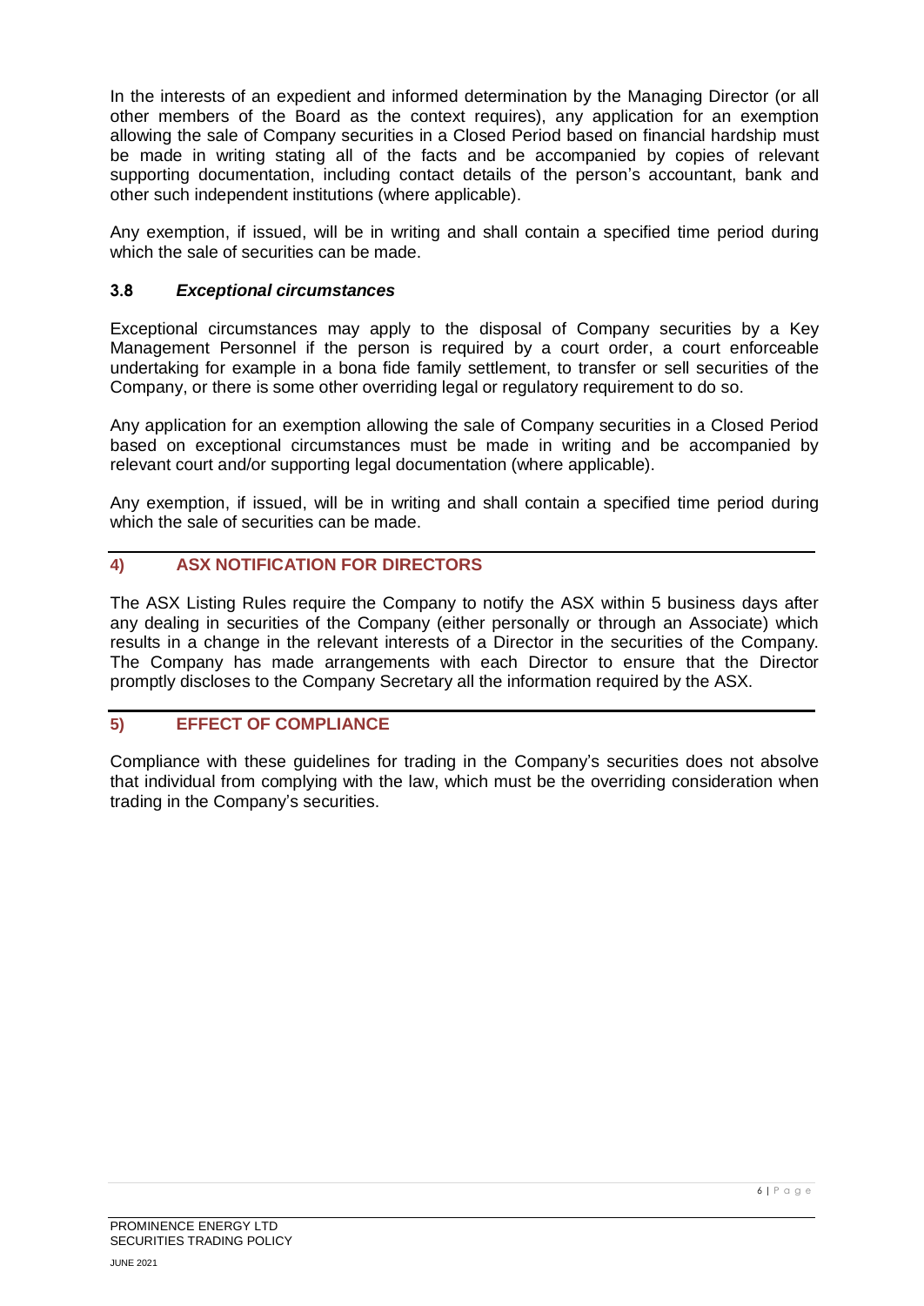In the interests of an expedient and informed determination by the Managing Director (or all other members of the Board as the context requires), any application for an exemption allowing the sale of Company securities in a Closed Period based on financial hardship must be made in writing stating all of the facts and be accompanied by copies of relevant supporting documentation, including contact details of the person's accountant, bank and other such independent institutions (where applicable).

Any exemption, if issued, will be in writing and shall contain a specified time period during which the sale of securities can be made.

### 3.8 *Exceptional circumstances*

Exceptional circumstances may apply to the disposal of Company securities by a Key Management Personnel if the person is required by a court order, a court enforceable undertaking for example in a bona fide family settlement, to transfer or sell securities of the Company, or there is some other overriding legal or regulatory requirement to do so.

Any application for an exemption allowing the sale of Company securities in a Closed Period based on exceptional circumstances must be made in writing and be accompanied by relevant court and/or supporting legal documentation (where applicable).

Any exemption, if issued, will be in writing and shall contain a specified time period during which the sale of securities can be made.

## 4) ASX NOTIFICATION FOR DIRECTORS

The ASX Listing Rules require the Company to notify the ASX within 5 business days after any dealing in securities of the Company (either personally or through an Associate) which results in a change in the relevant interests of a Director in the securities of the Company. The Company has made arrangements with each Director to ensure that the Director promptly discloses to the Company Secretary all the information required by the ASX.

## 5) EFFECT OF COMPLIANCE

Compliance with these guidelines for trading in the Company's securities does not absolve that individual from complying with the law, which must be the overriding consideration when trading in the Company's securities.